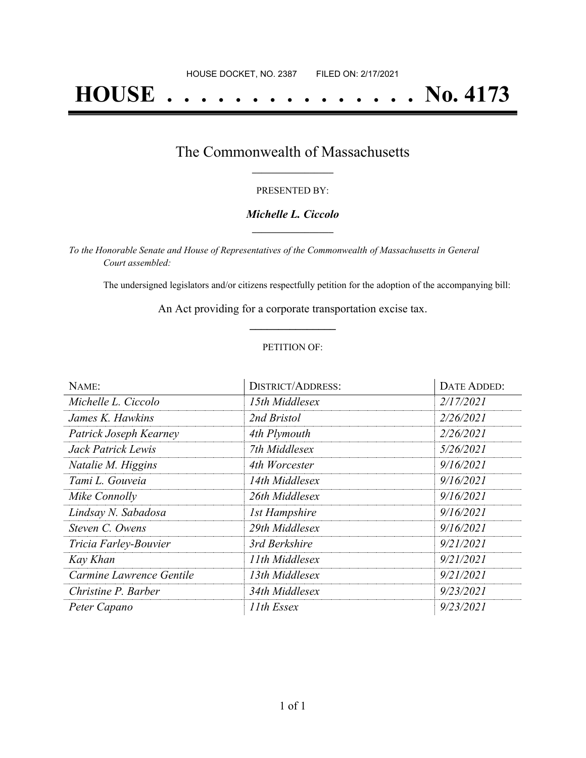HOUSE DOCKET, NO. 2387 FILED ON: 2/17/2021

# HOUSE . . . . . . . . . . . . . . . No. 4173

## The Commonwealth of Massachusetts

PRESENTED BY:

***Michelle L. Ciccolo***

*To the Honorable Senate and House of Representatives of the Commonwealth of Massachusetts in General Court assembled:*

The undersigned legislators and/or citizens respectfully petition for the adoption of the accompanying bill:

An Act providing for a corporate transportation excise tax.

PETITION OF:

| NAME: | DISTRICT/ADDRESS: | DATE ADDED: |
| --- | --- | --- |
| *Michelle L. Ciccolo* | *15th Middlesex* | *2/17/2021* |
| *James K. Hawkins* | *2nd Bristol* | *2/26/2021* |
| *Patrick Joseph Kearney* | *4th Plymouth* | *2/26/2021* |
| *Jack Patrick Lewis* | *7th Middlesex* | *5/26/2021* |
| *Natalie M. Higgins* | *4th Worcester* | *9/16/2021* |
| *Tami L. Gouveia* | *14th Middlesex* | *9/16/2021* |
| *Mike Connolly* | *26th Middlesex* | *9/16/2021* |
| *Lindsay N. Sabadosa* | *1st Hampshire* | *9/16/2021* |
| *Steven C. Owens* | *29th Middlesex* | *9/16/2021* |
| *Tricia Farley-Bouvier* | *3rd Berkshire* | *9/21/2021* |
| *Kay Khan* | *11th Middlesex* | *9/21/2021* |
| *Carmine Lawrence Gentile* | *13th Middlesex* | *9/21/2021* |
| *Christine P. Barber* | *34th Middlesex* | *9/23/2021* |
| *Peter Capano* | *11th Essex* | *9/23/2021* |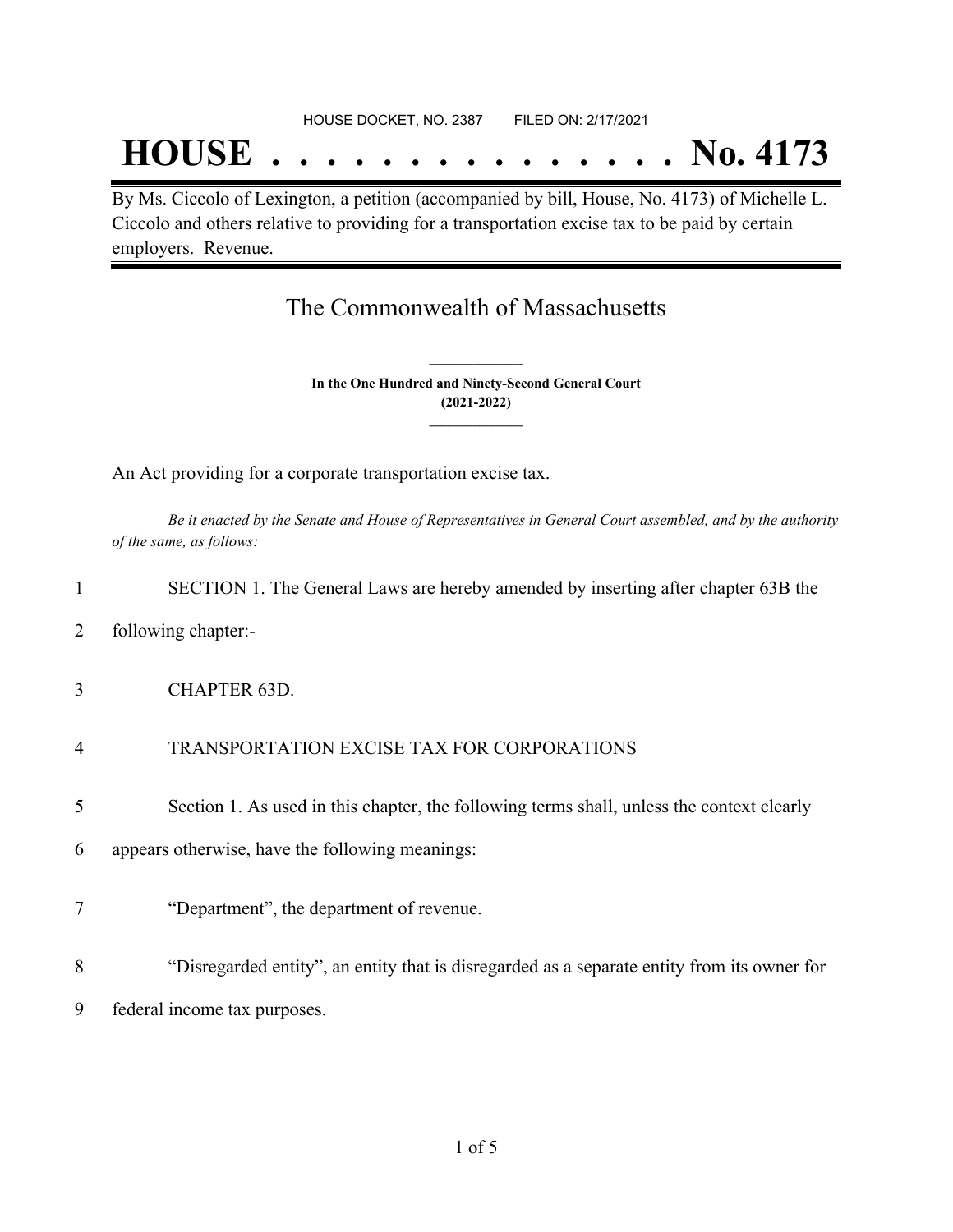HOUSE DOCKET, NO. 2387 FILED ON: 2/17/2021

# HOUSE . . . . . . . . . . . . . . . No. 4173

By Ms. Ciccolo of Lexington, a petition (accompanied by bill, House, No. 4173) of Michelle L. Ciccolo and others relative to providing for a transportation excise tax to be paid by certain employers. Revenue.

## The Commonwealth of Massachusetts

**In the One Hundred and Ninety-Second General Court (2021-2022)**

An Act providing for a corporate transportation excise tax.

*Be it enacted by the Senate and House of Representatives in General Court assembled, and by the authority of the same, as follows:*

1 SECTION 1. The General Laws are hereby amended by inserting after chapter 63B the
2 following chapter:-
3 CHAPTER 63D.
4 TRANSPORTATION EXCISE TAX FOR CORPORATIONS
5 Section 1. As used in this chapter, the following terms shall, unless the context clearly
6 appears otherwise, have the following meanings:
7 "Department", the department of revenue.
8 "Disregarded entity", an entity that is disregarded as a separate entity from its owner for
9 federal income tax purposes.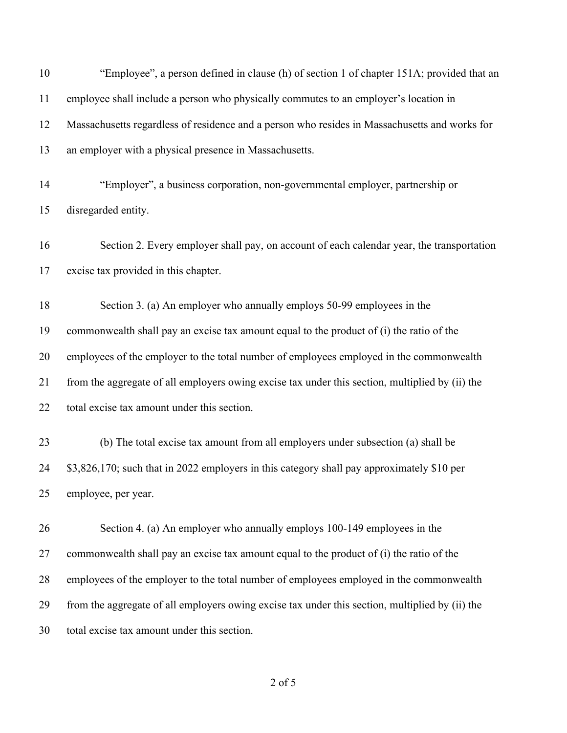"Employee", a person defined in clause (h) of section 1 of chapter 151A; provided that an employee shall include a person who physically commutes to an employer's location in Massachusetts regardless of residence and a person who resides in Massachusetts and works for an employer with a physical presence in Massachusetts.

"Employer", a business corporation, non-governmental employer, partnership or disregarded entity.

Section 2. Every employer shall pay, on account of each calendar year, the transportation excise tax provided in this chapter.

Section 3. (a) An employer who annually employs 50-99 employees in the commonwealth shall pay an excise tax amount equal to the product of (i) the ratio of the employees of the employer to the total number of employees employed in the commonwealth from the aggregate of all employers owing excise tax under this section, multiplied by (ii) the total excise tax amount under this section.

(b) The total excise tax amount from all employers under subsection (a) shall be $3,826,170; such that in 2022 employers in this category shall pay approximately $10 per employee, per year.

Section 4. (a) An employer who annually employs 100-149 employees in the commonwealth shall pay an excise tax amount equal to the product of (i) the ratio of the employees of the employer to the total number of employees employed in the commonwealth from the aggregate of all employers owing excise tax under this section, multiplied by (ii) the total excise tax amount under this section.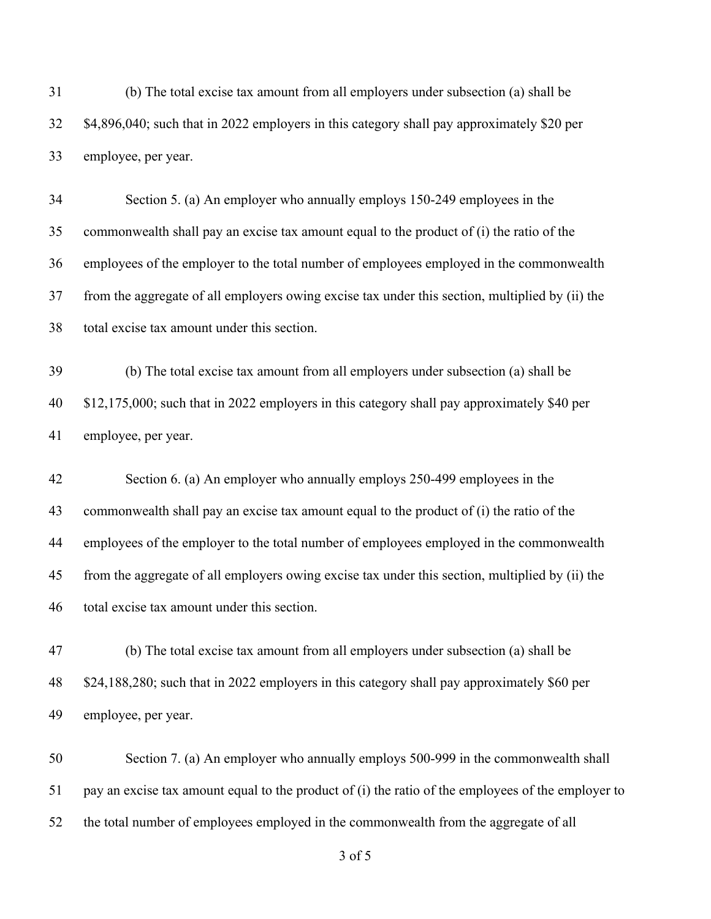(b) The total excise tax amount from all employers under subsection (a) shall be $4,896,040; such that in 2022 employers in this category shall pay approximately $20 per employee, per year.

Section 5. (a) An employer who annually employs 150-249 employees in the commonwealth shall pay an excise tax amount equal to the product of (i) the ratio of the employees of the employer to the total number of employees employed in the commonwealth from the aggregate of all employers owing excise tax under this section, multiplied by (ii) the total excise tax amount under this section.

(b) The total excise tax amount from all employers under subsection (a) shall be $12,175,000; such that in 2022 employers in this category shall pay approximately $40 per employee, per year.

Section 6. (a) An employer who annually employs 250-499 employees in the commonwealth shall pay an excise tax amount equal to the product of (i) the ratio of the employees of the employer to the total number of employees employed in the commonwealth from the aggregate of all employers owing excise tax under this section, multiplied by (ii) the total excise tax amount under this section.

(b) The total excise tax amount from all employers under subsection (a) shall be $24,188,280; such that in 2022 employers in this category shall pay approximately $60 per employee, per year.

Section 7. (a) An employer who annually employs 500-999 in the commonwealth shall pay an excise tax amount equal to the product of (i) the ratio of the employees of the employer to the total number of employees employed in the commonwealth from the aggregate of all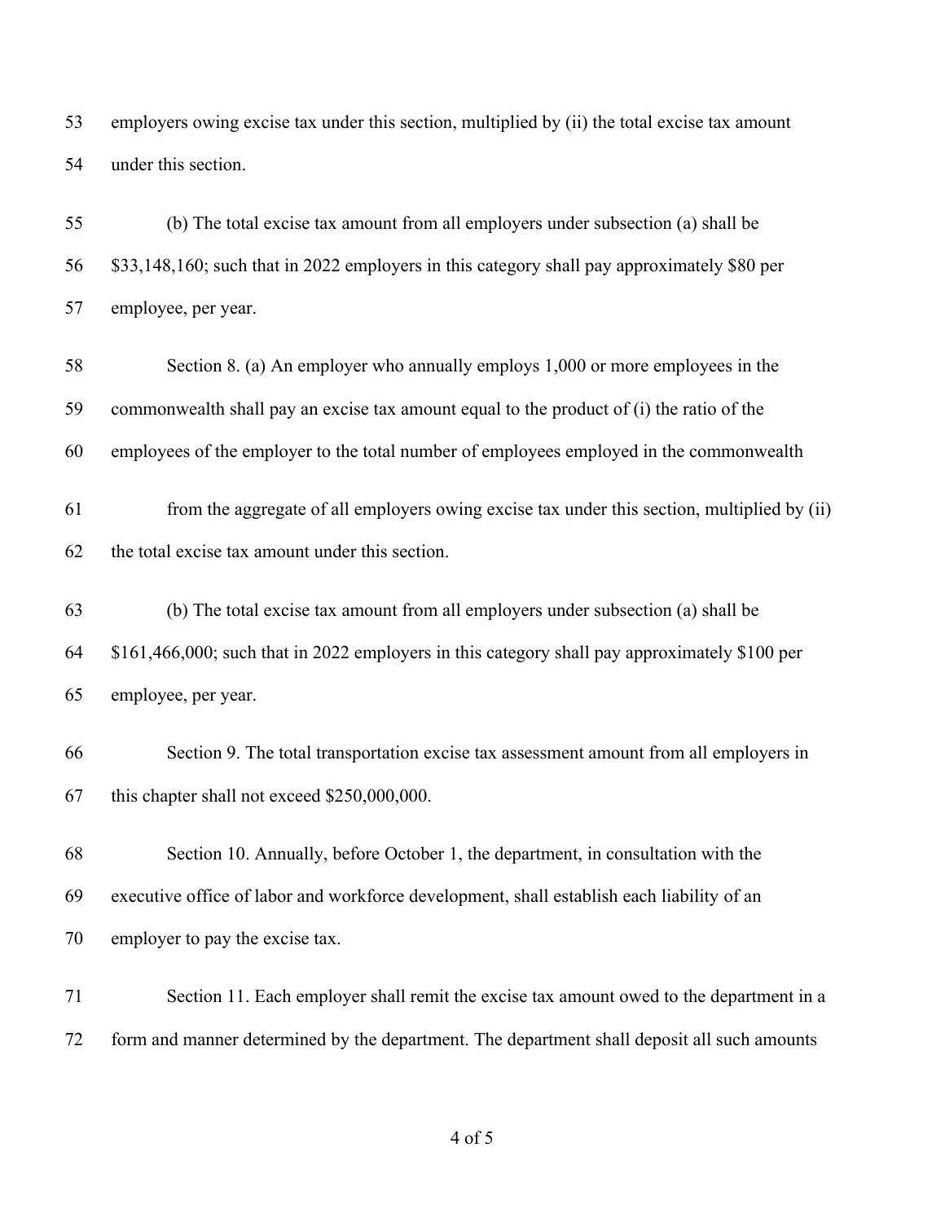employers owing excise tax under this section, multiplied by (ii) the total excise tax amount under this section.

(b) The total excise tax amount from all employers under subsection (a) shall be $33,148,160; such that in 2022 employers in this category shall pay approximately $80 per employee, per year.

Section 8. (a) An employer who annually employs 1,000 or more employees in the commonwealth shall pay an excise tax amount equal to the product of (i) the ratio of the employees of the employer to the total number of employees employed in the commonwealth

from the aggregate of all employers owing excise tax under this section, multiplied by (ii) the total excise tax amount under this section.

(b) The total excise tax amount from all employers under subsection (a) shall be $161,466,000; such that in 2022 employers in this category shall pay approximately $100 per employee, per year.

Section 9. The total transportation excise tax assessment amount from all employers in this chapter shall not exceed $250,000,000.

Section 10. Annually, before October 1, the department, in consultation with the executive office of labor and workforce development, shall establish each liability of an employer to pay the excise tax.

Section 11. Each employer shall remit the excise tax amount owed to the department in a form and manner determined by the department. The department shall deposit all such amounts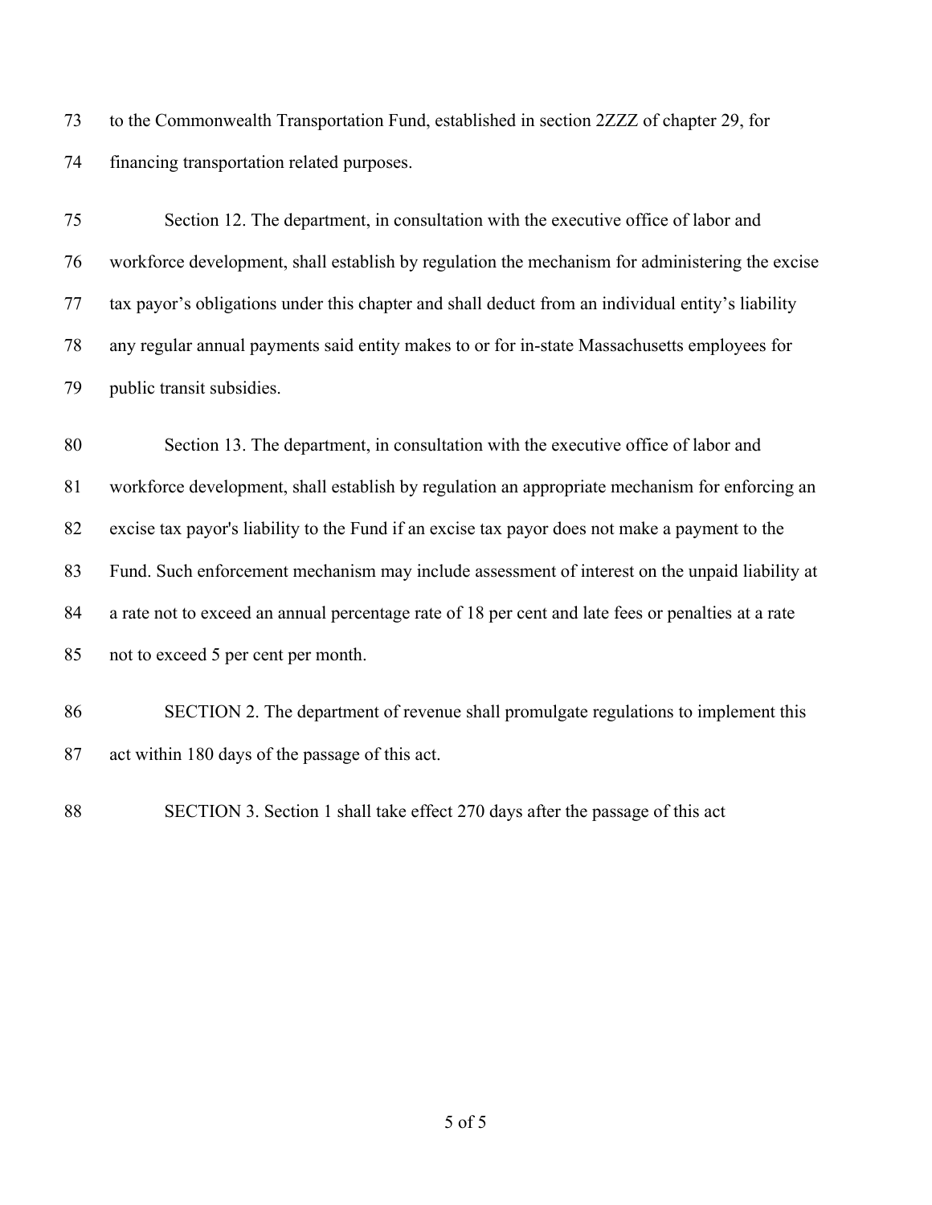to the Commonwealth Transportation Fund, established in section 2ZZZ of chapter 29, for financing transportation related purposes.

Section 12. The department, in consultation with the executive office of labor and workforce development, shall establish by regulation the mechanism for administering the excise tax payor's obligations under this chapter and shall deduct from an individual entity's liability any regular annual payments said entity makes to or for in-state Massachusetts employees for public transit subsidies.

Section 13. The department, in consultation with the executive office of labor and workforce development, shall establish by regulation an appropriate mechanism for enforcing an excise tax payor's liability to the Fund if an excise tax payor does not make a payment to the Fund. Such enforcement mechanism may include assessment of interest on the unpaid liability at a rate not to exceed an annual percentage rate of 18 per cent and late fees or penalties at a rate not to exceed 5 per cent per month.

SECTION 2. The department of revenue shall promulgate regulations to implement this act within 180 days of the passage of this act.

SECTION 3. Section 1 shall take effect 270 days after the passage of this act